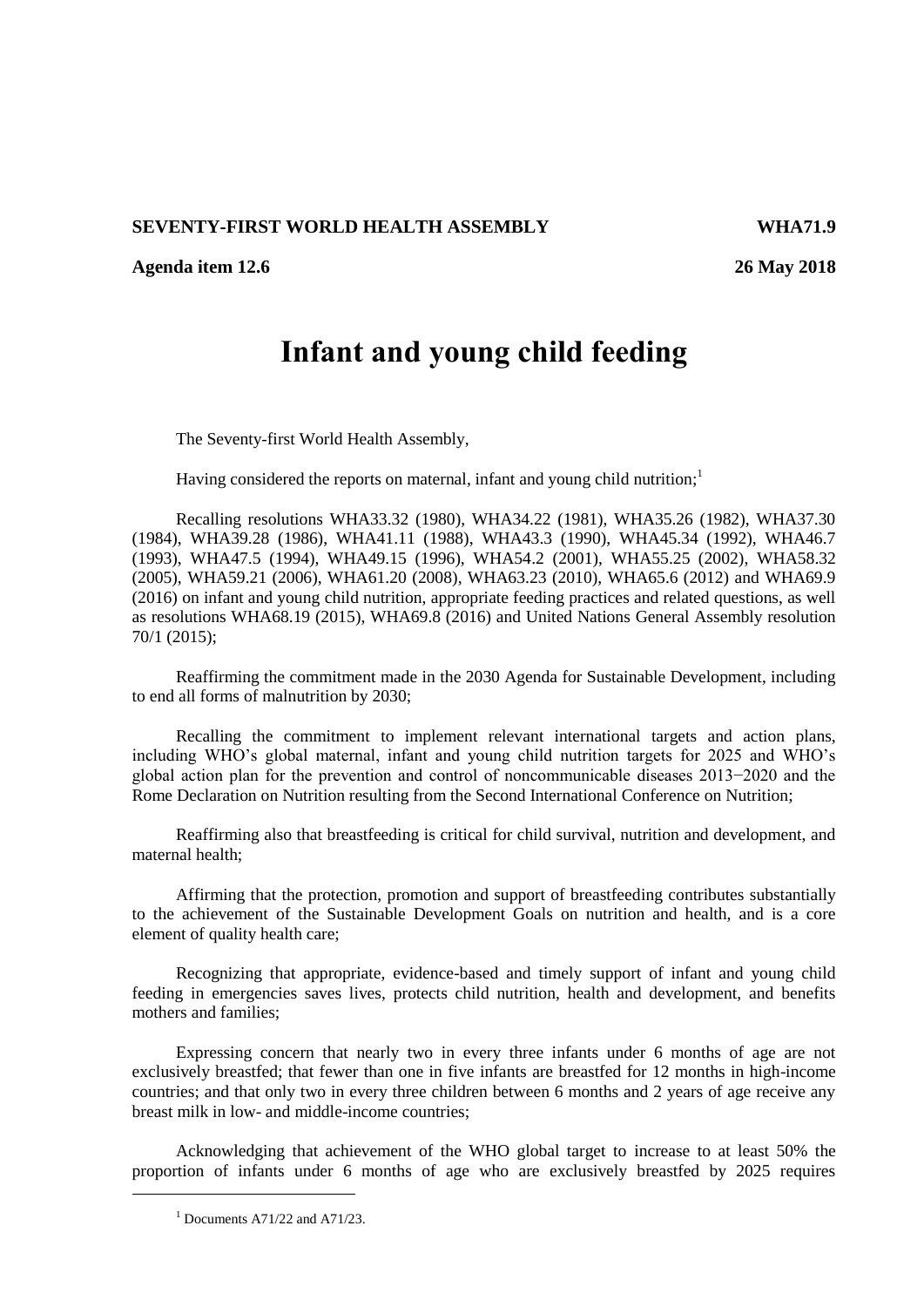**SEVENTY-FIRST WORLD HEALTH ASSEMBLY** **WHA71.9**

**Agenda item 12.6** **26 May 2018**

# Infant and young child feeding

The Seventy-first World Health Assembly,

Having considered the reports on maternal, infant and young child nutrition;[1]

Recalling resolutions WHA33.32 (1980), WHA34.22 (1981), WHA35.26 (1982), WHA37.30 (1984), WHA39.28 (1986), WHA41.11 (1988), WHA43.3 (1990), WHA45.34 (1992), WHA46.7 (1993), WHA47.5 (1994), WHA49.15 (1996), WHA54.2 (2001), WHA55.25 (2002), WHA58.32 (2005), WHA59.21 (2006), WHA61.20 (2008), WHA63.23 (2010), WHA65.6 (2012) and WHA69.9 (2016) on infant and young child nutrition, appropriate feeding practices and related questions, as well as resolutions WHA68.19 (2015), WHA69.8 (2016) and United Nations General Assembly resolution 70/1 (2015);

Reaffirming the commitment made in the 2030 Agenda for Sustainable Development, including to end all forms of malnutrition by 2030;

Recalling the commitment to implement relevant international targets and action plans, including WHO's global maternal, infant and young child nutrition targets for 2025 and WHO's global action plan for the prevention and control of noncommunicable diseases 2013−2020 and the Rome Declaration on Nutrition resulting from the Second International Conference on Nutrition;

Reaffirming also that breastfeeding is critical for child survival, nutrition and development, and maternal health;

Affirming that the protection, promotion and support of breastfeeding contributes substantially to the achievement of the Sustainable Development Goals on nutrition and health, and is a core element of quality health care;

Recognizing that appropriate, evidence-based and timely support of infant and young child feeding in emergencies saves lives, protects child nutrition, health and development, and benefits mothers and families;

Expressing concern that nearly two in every three infants under 6 months of age are not exclusively breastfed; that fewer than one in five infants are breastfed for 12 months in high-income countries; and that only two in every three children between 6 months and 2 years of age receive any breast milk in low- and middle-income countries;

Acknowledging that achievement of the WHO global target to increase to at least 50% the proportion of infants under 6 months of age who are exclusively breastfed by 2025 requires

---

[1] Documents A71/22 and A71/23.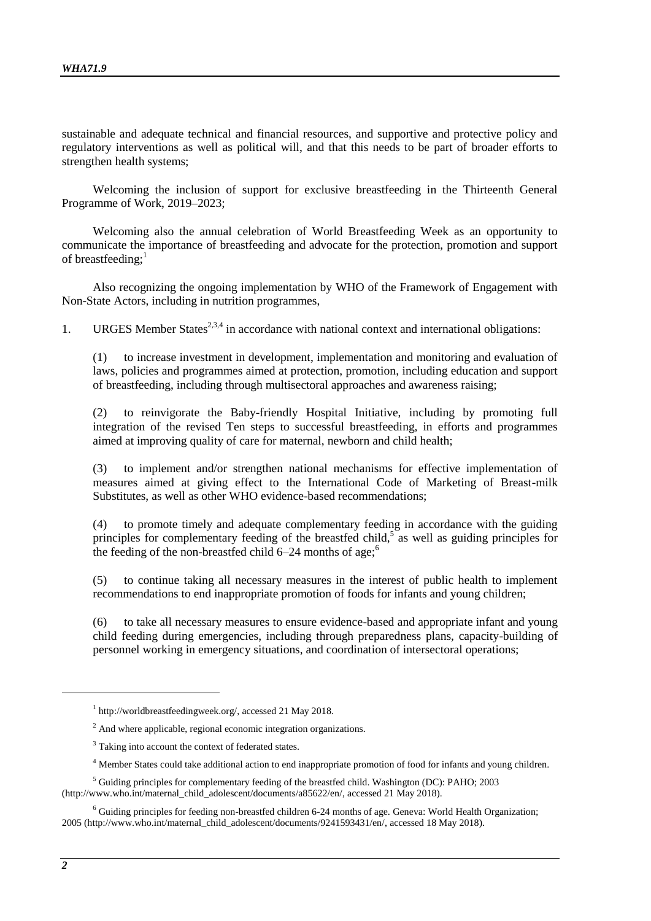sustainable and adequate technical and financial resources, and supportive and protective policy and regulatory interventions as well as political will, and that this needs to be part of broader efforts to strengthen health systems;

Welcoming the inclusion of support for exclusive breastfeeding in the Thirteenth General Programme of Work, 2019–2023;

Welcoming also the annual celebration of World Breastfeeding Week as an opportunity to communicate the importance of breastfeeding and advocate for the protection, promotion and support of breastfeeding;[1]

Also recognizing the ongoing implementation by WHO of the Framework of Engagement with Non-State Actors, including in nutrition programmes,

1. URGES Member States[2,3,4] in accordance with national context and international obligations:

(1) to increase investment in development, implementation and monitoring and evaluation of laws, policies and programmes aimed at protection, promotion, including education and support of breastfeeding, including through multisectoral approaches and awareness raising;

(2) to reinvigorate the Baby-friendly Hospital Initiative, including by promoting full integration of the revised Ten steps to successful breastfeeding, in efforts and programmes aimed at improving quality of care for maternal, newborn and child health;

(3) to implement and/or strengthen national mechanisms for effective implementation of measures aimed at giving effect to the International Code of Marketing of Breast-milk Substitutes, as well as other WHO evidence-based recommendations;

(4) to promote timely and adequate complementary feeding in accordance with the guiding principles for complementary feeding of the breastfed child,[5] as well as guiding principles for the feeding of the non-breastfed child 6–24 months of age;[6]

(5) to continue taking all necessary measures in the interest of public health to implement recommendations to end inappropriate promotion of foods for infants and young children;

(6) to take all necessary measures to ensure evidence-based and appropriate infant and young child feeding during emergencies, including through preparedness plans, capacity-building of personnel working in emergency situations, and coordination of intersectoral operations;

---

[1] http://worldbreastfeedingweek.org/, accessed 21 May 2018.

[2] And where applicable, regional economic integration organizations.

[3] Taking into account the context of federated states.

[4] Member States could take additional action to end inappropriate promotion of food for infants and young children.

[5] Guiding principles for complementary feeding of the breastfed child. Washington (DC): PAHO; 2003 (http://www.who.int/maternal_child_adolescent/documents/a85622/en/, accessed 21 May 2018).

[6] Guiding principles for feeding non-breastfed children 6-24 months of age. Geneva: World Health Organization; 2005 (http://www.who.int/maternal_child_adolescent/documents/9241593431/en/, accessed 18 May 2018).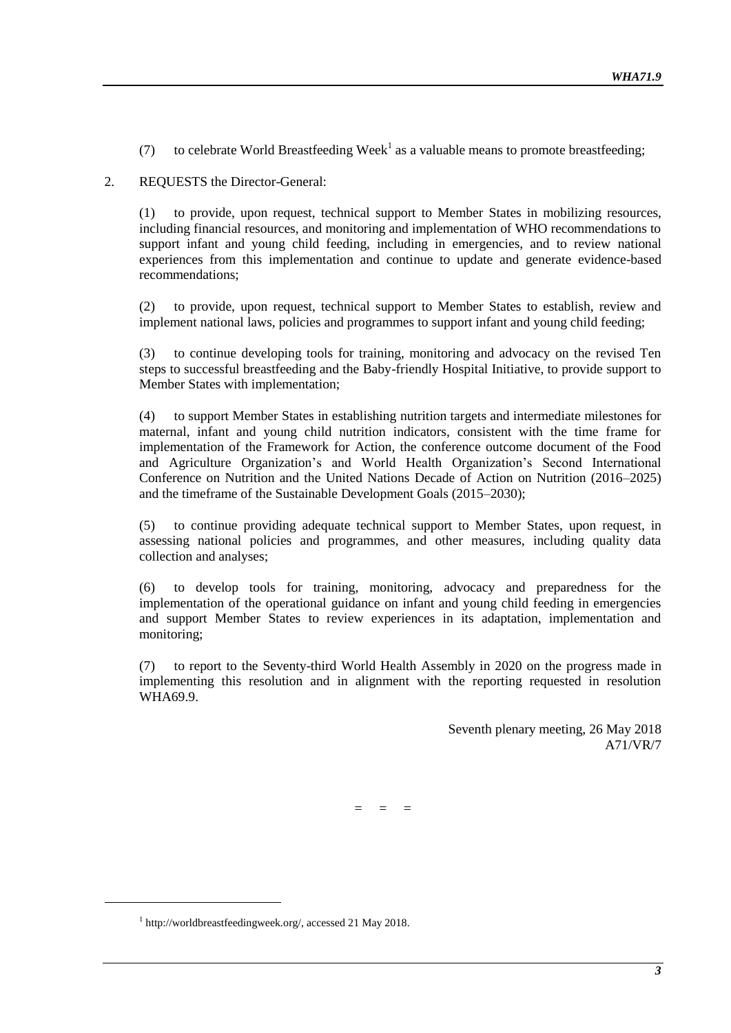(7) to celebrate World Breastfeeding Week[1] as a valuable means to promote breastfeeding;

2. REQUESTS the Director-General:

(1) to provide, upon request, technical support to Member States in mobilizing resources, including financial resources, and monitoring and implementation of WHO recommendations to support infant and young child feeding, including in emergencies, and to review national experiences from this implementation and continue to update and generate evidence-based recommendations;

(2) to provide, upon request, technical support to Member States to establish, review and implement national laws, policies and programmes to support infant and young child feeding;

(3) to continue developing tools for training, monitoring and advocacy on the revised Ten steps to successful breastfeeding and the Baby-friendly Hospital Initiative, to provide support to Member States with implementation;

(4) to support Member States in establishing nutrition targets and intermediate milestones for maternal, infant and young child nutrition indicators, consistent with the time frame for implementation of the Framework for Action, the conference outcome document of the Food and Agriculture Organization's and World Health Organization's Second International Conference on Nutrition and the United Nations Decade of Action on Nutrition (2016–2025) and the timeframe of the Sustainable Development Goals (2015–2030);

(5) to continue providing adequate technical support to Member States, upon request, in assessing national policies and programmes, and other measures, including quality data collection and analyses;

(6) to develop tools for training, monitoring, advocacy and preparedness for the implementation of the operational guidance on infant and young child feeding in emergencies and support Member States to review experiences in its adaptation, implementation and monitoring;

(7) to report to the Seventy-third World Health Assembly in 2020 on the progress made in implementing this resolution and in alignment with the reporting requested in resolution WHA69.9.

Seventh plenary meeting, 26 May 2018
A71/VR/7

= = =

[1] http://worldbreastfeedingweek.org/, accessed 21 May 2018.